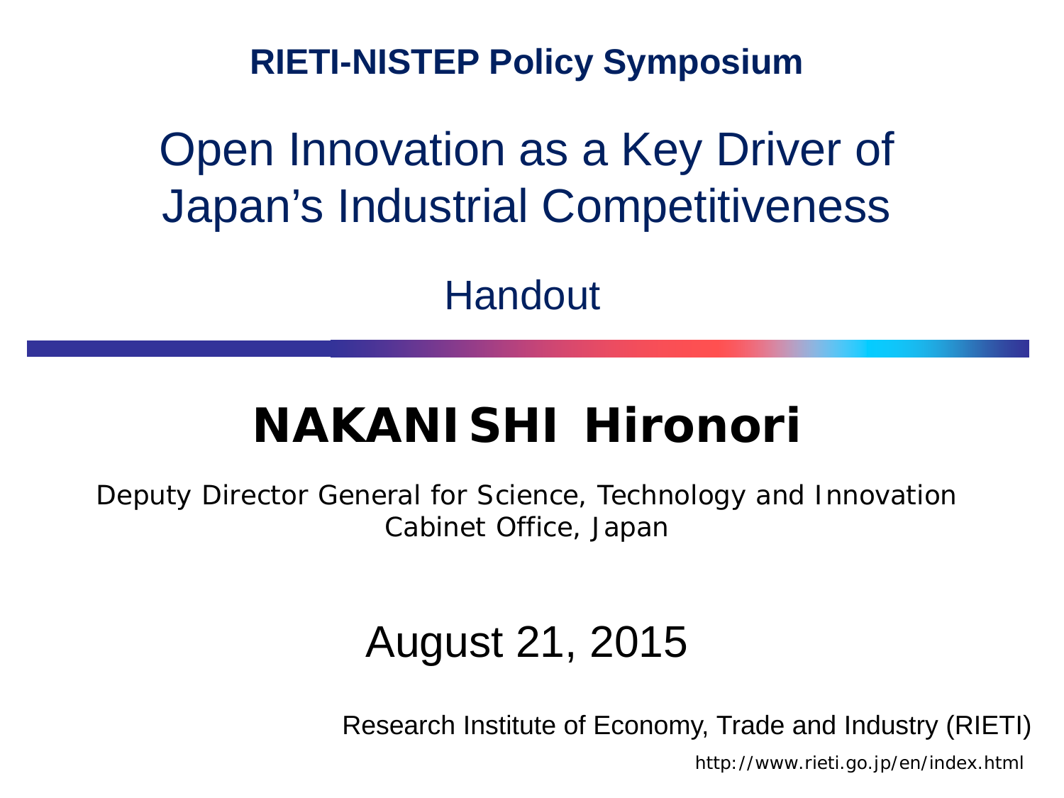**RIETI-NISTEP Policy Symposium**

# Open Innovation as a Key Driver of Japan's Industrial Competitiveness

Handout

## NAKANISHI Hironori

Deputy Director General for Science, Technology and Innovation
Cabinet Office, Japan

August 21, 2015

Research Institute of Economy, Trade and Industry (RIETI)

http://www.rieti.go.jp/en/index.html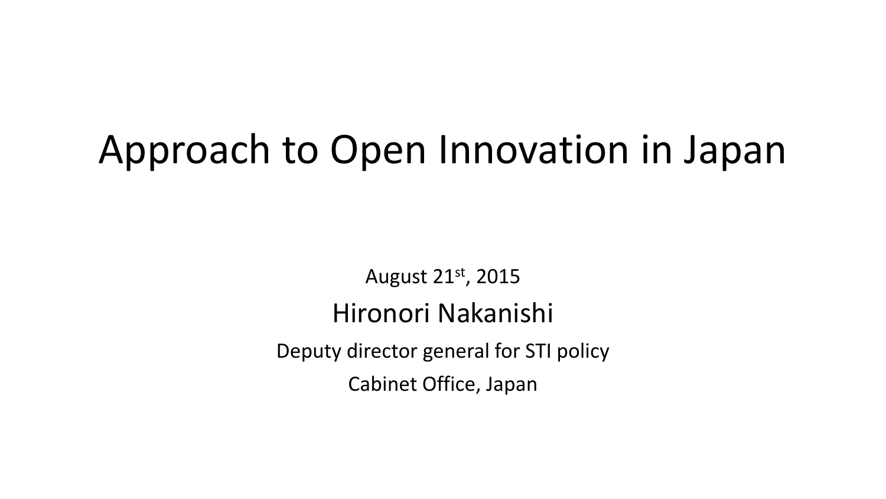# Approach to Open Innovation in Japan

August 21st, 2015

Hironori Nakanishi

Deputy director general for STI policy

Cabinet Office, Japan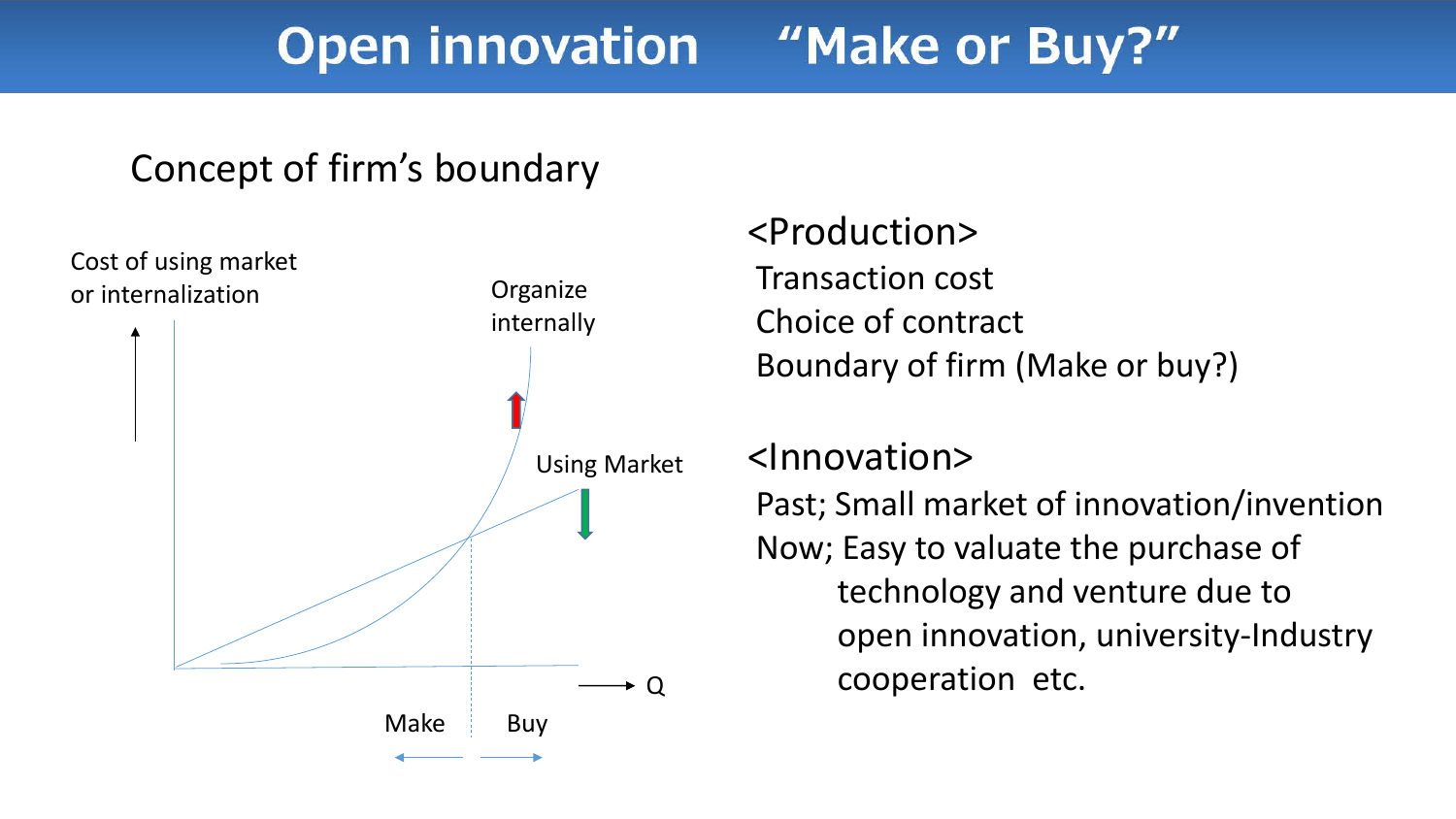# Open innovation "Make or Buy?"

## Concept of firm's boundary

Cost of using market or internalization

Organize internally

Using Market

Q

Make | Buy

### <Production>

Transaction cost
Choice of contract
Boundary of firm (Make or buy?)

### <Innovation>

Past; Small market of innovation/invention
Now; Easy to valuate the purchase of technology and venture due to open innovation, university-Industry cooperation etc.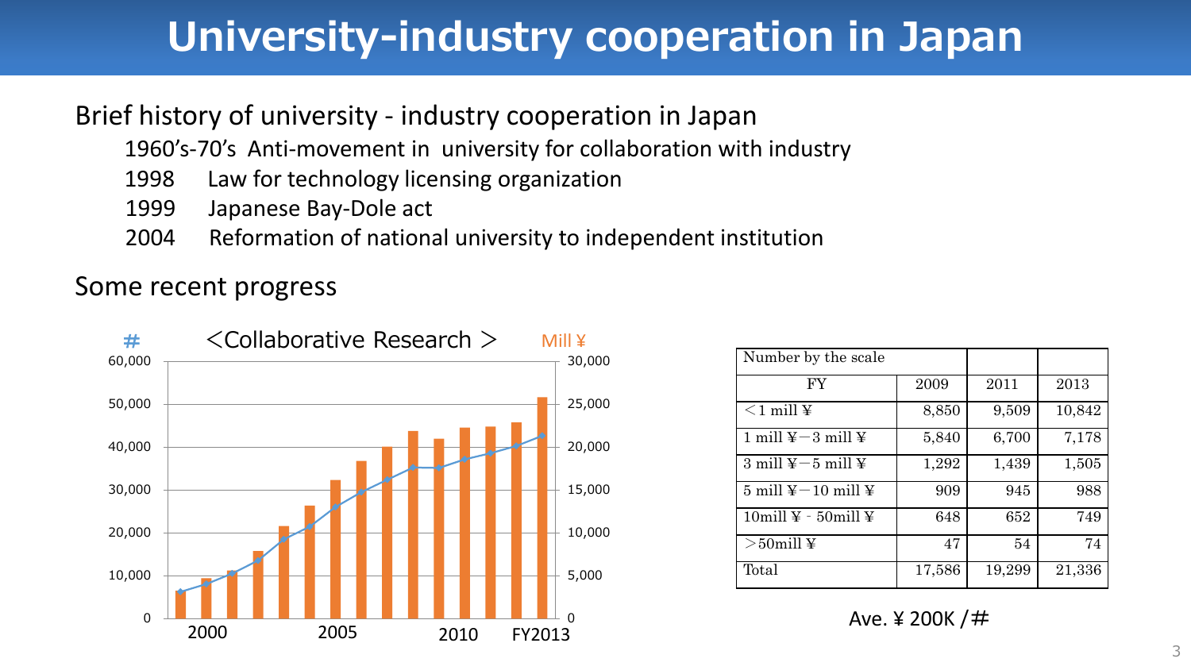# University-industry cooperation in Japan

Brief history of university - industry cooperation in Japan

- 1960's-70's Anti-movement in university for collaboration with industry
- 1998 Law for technology licensing organization
- 1999 Japanese Bay-Dole act
- 2004 Reformation of national university to independent institution

Some recent progress

＜Collaborative Research ＞

| Number by the scale | | | |
|---|---|---|---|
| FY | 2009 | 2011 | 2013 |
| ＜1 mill ¥ | 8,850 | 9,509 | 10,842 |
| 1 mill ¥－3 mill ¥ | 5,840 | 6,700 | 7,178 |
| 3 mill ¥－5 mill ¥ | 1,292 | 1,439 | 1,505 |
| 5 mill ¥－10 mill ¥ | 909 | 945 | 988 |
| 10mill ¥ - 50mill ¥ | 648 | 652 | 749 |
| ＞50mill ¥ | 47 | 54 | 74 |
| Total | 17,586 | 19,299 | 21,336 |

Ave. ¥ 200K /#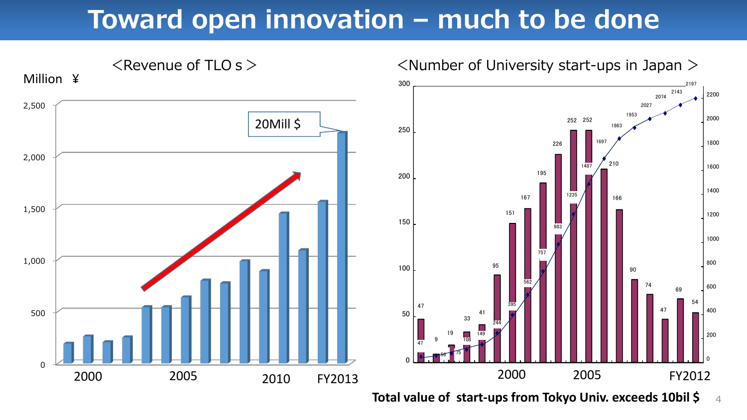# Toward open innovation – much to be done

＜Revenue of TLO s＞

Million ¥

| 2,500 |
|---|
| 2,000 |
| 1,500 |
| 1,000 |
| 500 |
| 0 |

20Mill $

2000 2005 2010 FY2013

＜Number of University start-ups in Japan＞

| Year | Number of start-ups | Cumulative total |
|---|---|---|
| | 47 | 47 |
| | 9 | 56 |
| | 19 | 75 |
| | 33 | 108 |
| | 41 | 149 |
| | 95 | 244 |
| 2000 | 151 | 395 |
| | 167 | 562 |
| | 195 | 757 |
| | 226 | 983 |
| | 252 | 1235 |
| 2005 | 252 | 1487 |
| | 210 | 1697 |
| | 166 | 1863 |
| | 90 | 1953 |
| | 74 | 2027 |
| | 47 | 2074 |
| | 69 | 2143 |
| FY2012 | 54 | 2197 |

**Total value of start-ups from Tokyo Univ. exceeds 10bil $**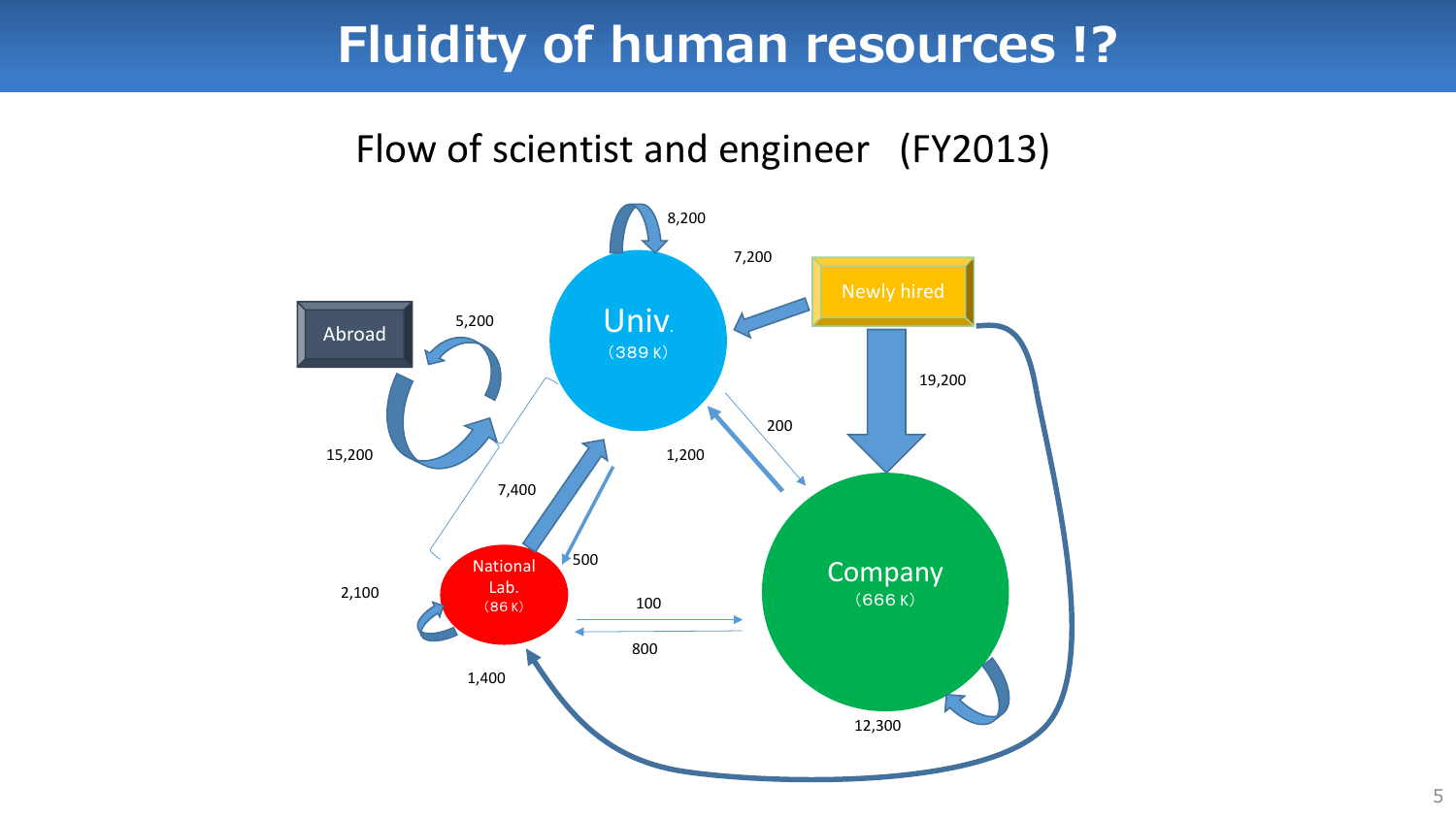# Fluidity of human resources !?

Flow of scientist and engineer (FY2013)

Abroad

Univ. (389 K)

Newly hired

National Lab. (86 K)

Company (666 K)

8,200

7,200

5,200

19,200

200

15,200

1,200

7,400

500

2,100

100

800

1,400

12,300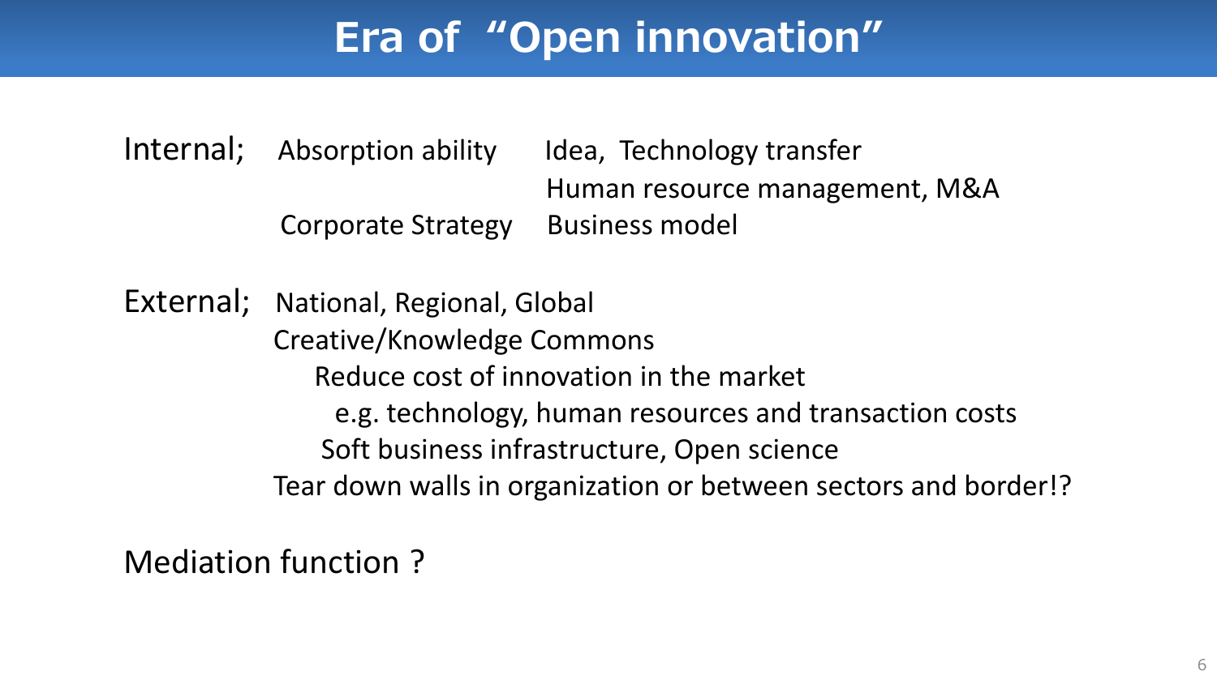# Era of "Open innovation"

Internal; Absorption ability — Idea, Technology transfer
Human resource management, M&A
Corporate Strategy — Business model

External; National, Regional, Global
- Creative/Knowledge Commons
  - Reduce cost of innovation in the market
    - e.g. technology, human resources and transaction costs
  - Soft business infrastructure, Open science
- Tear down walls in organization or between sectors and border!?

Mediation function ?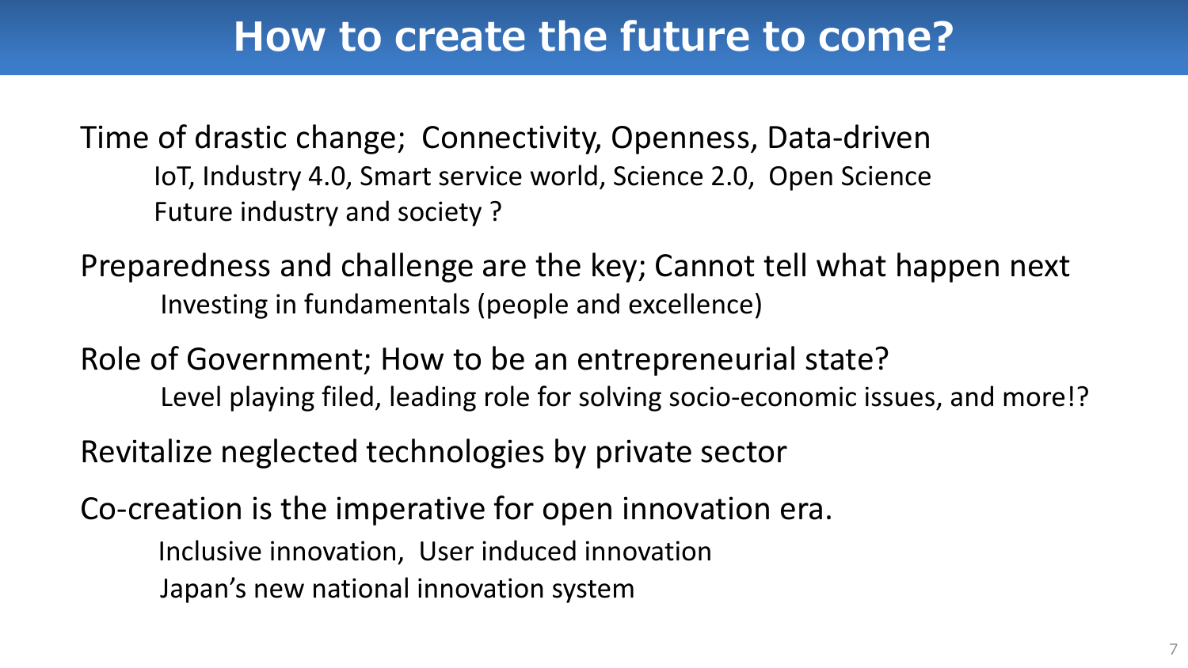# How to create the future to come?

Time of drastic change; Connectivity, Openness, Data-driven

- IoT, Industry 4.0, Smart service world, Science 2.0, Open Science
- Future industry and society ?

Preparedness and challenge are the key; Cannot tell what happen next

- Investing in fundamentals (people and excellence)

Role of Government; How to be an entrepreneurial state?

- Level playing filed, leading role for solving socio-economic issues, and more!?

Revitalize neglected technologies by private sector

Co-creation is the imperative for open innovation era.

- Inclusive innovation, User induced innovation
- Japan's new national innovation system